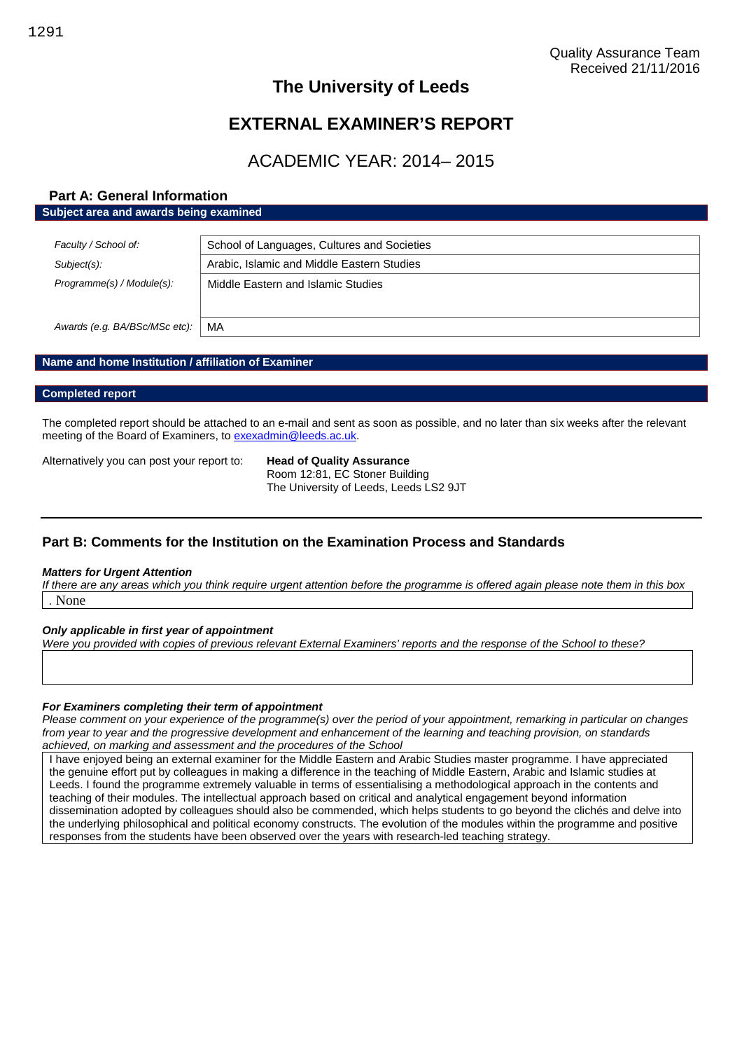Quality Assurance Team
Received 21/11/2016

# The University of Leeds

# EXTERNAL EXAMINER'S REPORT

## ACADEMIC YEAR: 2014– 2015

### Part A: General Information

**Subject area and awards being examined**

| | |
|---|---|
| *Faculty / School of:* | School of Languages, Cultures and Societies |
| *Subject(s):* | Arabic, Islamic and Middle Eastern Studies |
| *Programme(s) / Module(s):* | Middle Eastern and Islamic Studies |
| *Awards (e.g. BA/BSc/MSc etc):* | MA |

**Name and home Institution / affiliation of Examiner**

**Completed report**

The completed report should be attached to an e-mail and sent as soon as possible, and no later than six weeks after the relevant meeting of the Board of Examiners, to exexadmin@leeds.ac.uk.

Alternatively you can post your report to:

**Head of Quality Assurance**
Room 12:81, EC Stoner Building
The University of Leeds, Leeds LS2 9JT

### Part B: Comments for the Institution on the Examination Process and Standards

***Matters for Urgent Attention***

*If there are any areas which you think require urgent attention before the programme is offered again please note them in this box*

. None

***Only applicable in first year of appointment***

*Were you provided with copies of previous relevant External Examiners' reports and the response of the School to these?*

***For Examiners completing their term of appointment***

*Please comment on your experience of the programme(s) over the period of your appointment, remarking in particular on changes from year to year and the progressive development and enhancement of the learning and teaching provision, on standards achieved, on marking and assessment and the procedures of the School*

I have enjoyed being an external examiner for the Middle Eastern and Arabic Studies master programme. I have appreciated the genuine effort put by colleagues in making a difference in the teaching of Middle Eastern, Arabic and Islamic studies at Leeds. I found the programme extremely valuable in terms of essentialising a methodological approach in the contents and teaching of their modules. The intellectual approach based on critical and analytical engagement beyond information dissemination adopted by colleagues should also be commended, which helps students to go beyond the clichés and delve into the underlying philosophical and political economy constructs. The evolution of the modules within the programme and positive responses from the students have been observed over the years with research-led teaching strategy.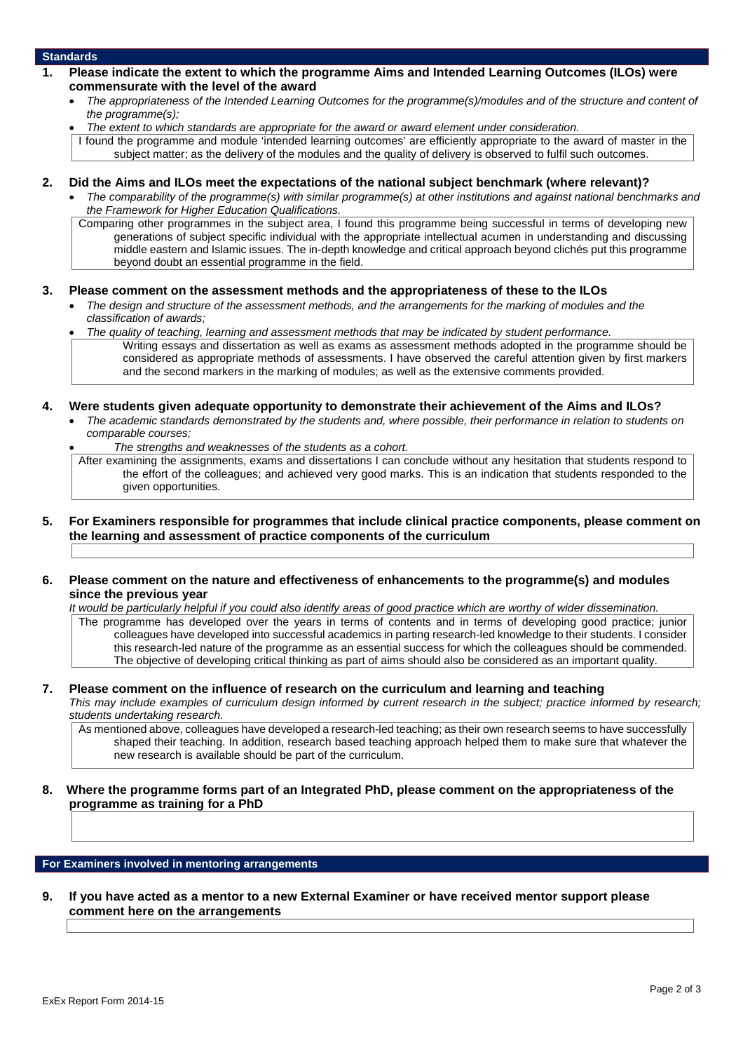## Standards

### 1. Please indicate the extent to which the programme Aims and Intended Learning Outcomes (ILOs) were commensurate with the level of the award

- *The appropriateness of the Intended Learning Outcomes for the programme(s)/modules and of the structure and content of the programme(s);*
- *The extent to which standards are appropriate for the award or award element under consideration.*

I found the programme and module 'intended learning outcomes' are efficiently appropriate to the award of master in the subject matter; as the delivery of the modules and the quality of delivery is observed to fulfil such outcomes.

### 2. Did the Aims and ILOs meet the expectations of the national subject benchmark (where relevant)?

- *The comparability of the programme(s) with similar programme(s) at other institutions and against national benchmarks and the Framework for Higher Education Qualifications.*

Comparing other programmes in the subject area, I found this programme being successful in terms of developing new generations of subject specific individual with the appropriate intellectual acumen in understanding and discussing middle eastern and Islamic issues. The in-depth knowledge and critical approach beyond clichés put this programme beyond doubt an essential programme in the field.

### 3. Please comment on the assessment methods and the appropriateness of these to the ILOs

- *The design and structure of the assessment methods, and the arrangements for the marking of modules and the classification of awards;*
- *The quality of teaching, learning and assessment methods that may be indicated by student performance.*

Writing essays and dissertation as well as exams as assessment methods adopted in the programme should be considered as appropriate methods of assessments. I have observed the careful attention given by first markers and the second markers in the marking of modules; as well as the extensive comments provided.

### 4. Were students given adequate opportunity to demonstrate their achievement of the Aims and ILOs?

- *The academic standards demonstrated by the students and, where possible, their performance in relation to students on comparable courses;*
- *The strengths and weaknesses of the students as a cohort.*

After examining the assignments, exams and dissertations I can conclude without any hesitation that students respond to the effort of the colleagues; and achieved very good marks. This is an indication that students responded to the given opportunities.

### 5. For Examiners responsible for programmes that include clinical practice components, please comment on the learning and assessment of practice components of the curriculum

### 6. Please comment on the nature and effectiveness of enhancements to the programme(s) and modules since the previous year

*It would be particularly helpful if you could also identify areas of good practice which are worthy of wider dissemination.*

The programme has developed over the years in terms of contents and in terms of developing good practice; junior colleagues have developed into successful academics in parting research-led knowledge to their students. I consider this research-led nature of the programme as an essential success for which the colleagues should be commended. The objective of developing critical thinking as part of aims should also be considered as an important quality.

### 7. Please comment on the influence of research on the curriculum and learning and teaching

*This may include examples of curriculum design informed by current research in the subject; practice informed by research; students undertaking research.*

As mentioned above, colleagues have developed a research-led teaching; as their own research seems to have successfully shaped their teaching. In addition, research based teaching approach helped them to make sure that whatever the new research is available should be part of the curriculum.

### 8. Where the programme forms part of an Integrated PhD, please comment on the appropriateness of the programme as training for a PhD

## For Examiners involved in mentoring arrangements

### 9. If you have acted as a mentor to a new External Examiner or have received mentor support please comment here on the arrangements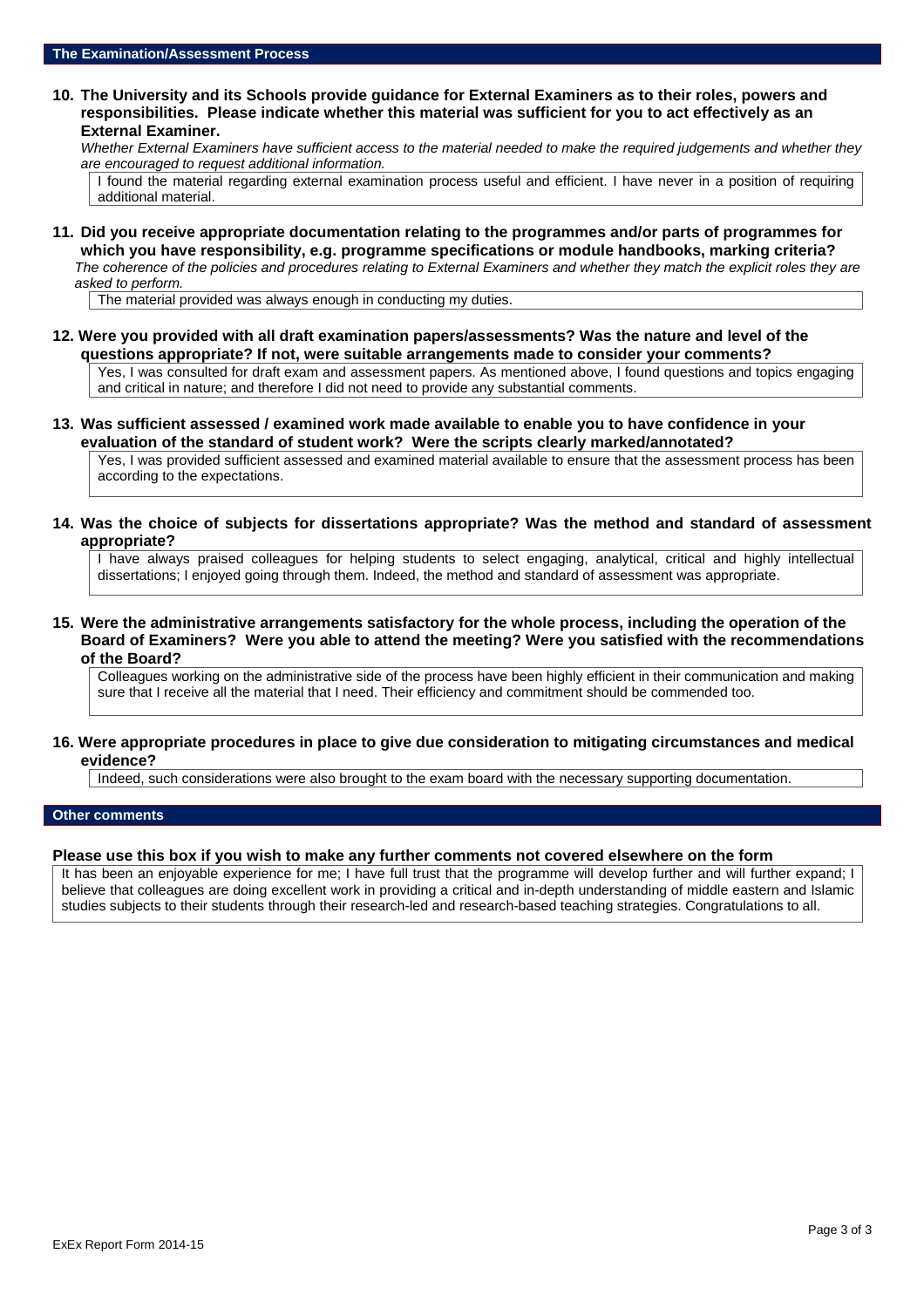## The Examination/Assessment Process

**10. The University and its Schools provide guidance for External Examiners as to their roles, powers and responsibilities. Please indicate whether this material was sufficient for you to act effectively as an External Examiner.**

*Whether External Examiners have sufficient access to the material needed to make the required judgements and whether they are encouraged to request additional information.*

I found the material regarding external examination process useful and efficient. I have never in a position of requiring additional material.

**11. Did you receive appropriate documentation relating to the programmes and/or parts of programmes for which you have responsibility, e.g. programme specifications or module handbooks, marking criteria?**

*The coherence of the policies and procedures relating to External Examiners and whether they match the explicit roles they are asked to perform.*

The material provided was always enough in conducting my duties.

**12. Were you provided with all draft examination papers/assessments? Was the nature and level of the questions appropriate? If not, were suitable arrangements made to consider your comments?**

Yes, I was consulted for draft exam and assessment papers. As mentioned above, I found questions and topics engaging and critical in nature; and therefore I did not need to provide any substantial comments.

**13. Was sufficient assessed / examined work made available to enable you to have confidence in your evaluation of the standard of student work? Were the scripts clearly marked/annotated?**

Yes, I was provided sufficient assessed and examined material available to ensure that the assessment process has been according to the expectations.

**14. Was the choice of subjects for dissertations appropriate? Was the method and standard of assessment appropriate?**

I have always praised colleagues for helping students to select engaging, analytical, critical and highly intellectual dissertations; I enjoyed going through them. Indeed, the method and standard of assessment was appropriate.

**15. Were the administrative arrangements satisfactory for the whole process, including the operation of the Board of Examiners? Were you able to attend the meeting? Were you satisfied with the recommendations of the Board?**

Colleagues working on the administrative side of the process have been highly efficient in their communication and making sure that I receive all the material that I need. Their efficiency and commitment should be commended too.

**16. Were appropriate procedures in place to give due consideration to mitigating circumstances and medical evidence?**

Indeed, such considerations were also brought to the exam board with the necessary supporting documentation.

## Other comments

**Please use this box if you wish to make any further comments not covered elsewhere on the form**

It has been an enjoyable experience for me; I have full trust that the programme will develop further and will further expand; I believe that colleagues are doing excellent work in providing a critical and in-depth understanding of middle eastern and Islamic studies subjects to their students through their research-led and research-based teaching strategies. Congratulations to all.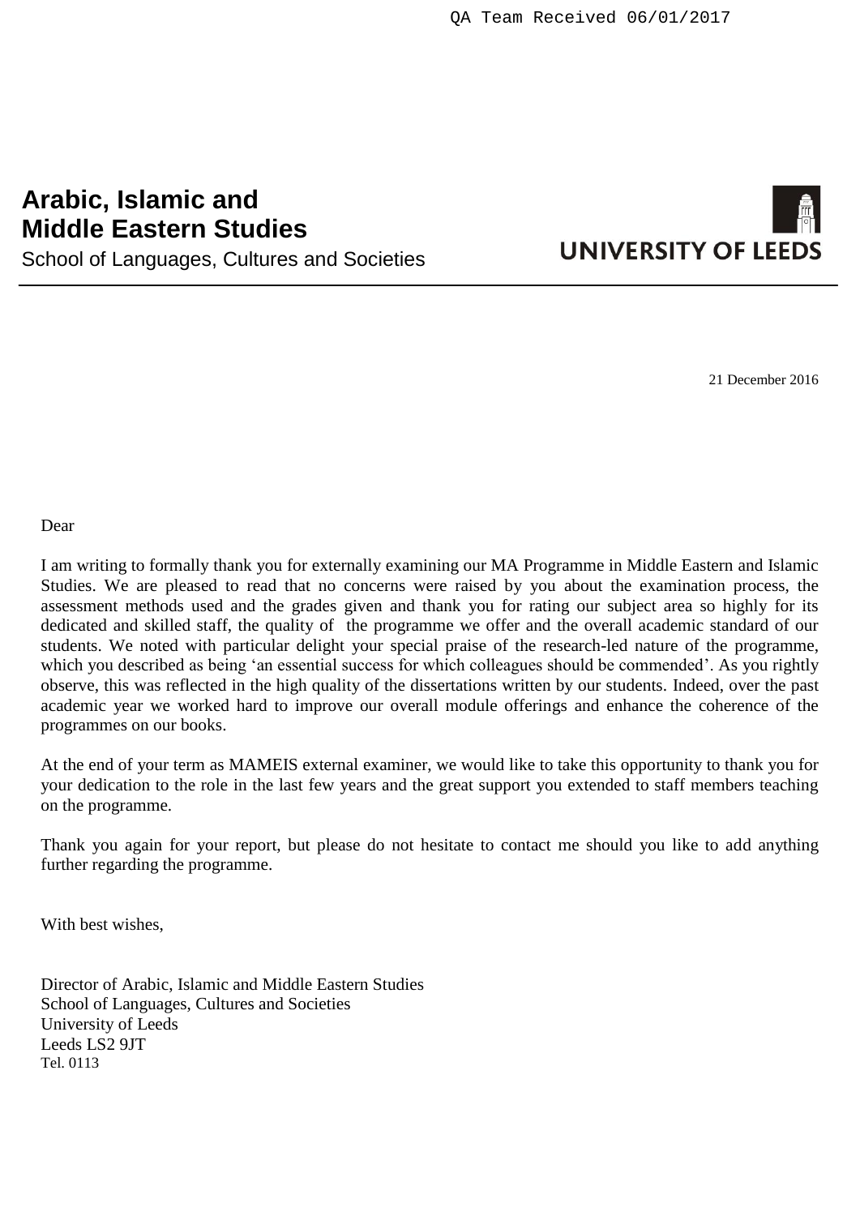QA Team Received 06/01/2017

# Arabic, Islamic and Middle Eastern Studies

School of Languages, Cultures and Societies

UNIVERSITY OF LEEDS

21 December 2016

Dear

I am writing to formally thank you for externally examining our MA Programme in Middle Eastern and Islamic Studies. We are pleased to read that no concerns were raised by you about the examination process, the assessment methods used and the grades given and thank you for rating our subject area so highly for its dedicated and skilled staff, the quality of the programme we offer and the overall academic standard of our students. We noted with particular delight your special praise of the research-led nature of the programme, which you described as being 'an essential success for which colleagues should be commended'. As you rightly observe, this was reflected in the high quality of the dissertations written by our students. Indeed, over the past academic year we worked hard to improve our overall module offerings and enhance the coherence of the programmes on our books.

At the end of your term as MAMEIS external examiner, we would like to take this opportunity to thank you for your dedication to the role in the last few years and the great support you extended to staff members teaching on the programme.

Thank you again for your report, but please do not hesitate to contact me should you like to add anything further regarding the programme.

With best wishes,

Director of Arabic, Islamic and Middle Eastern Studies
School of Languages, Cultures and Societies
University of Leeds
Leeds LS2 9JT
Tel. 0113